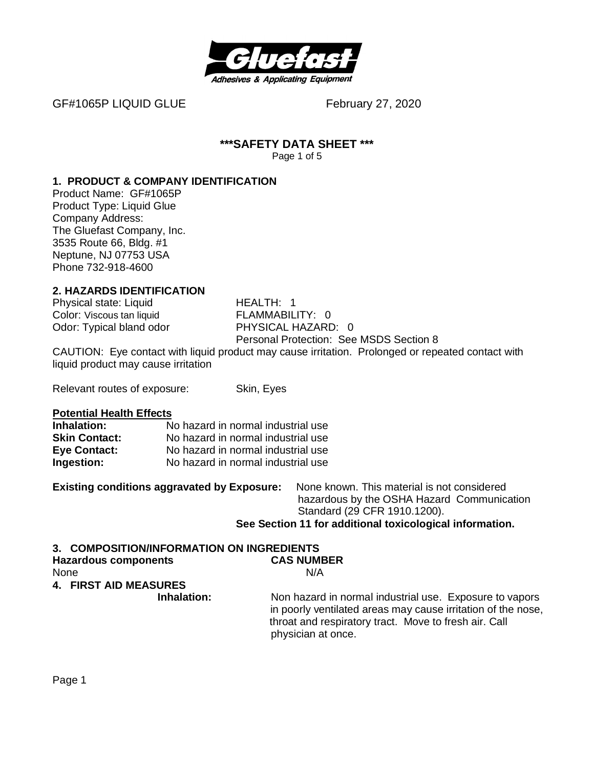GF#1065P LIQUID GLUE February 27, 2020

# ***SAFETY DATA SHEET ***

## 1. PRODUCT & COMPANY IDENTIFICATION

Product Name: GF#1065P
Product Type: Liquid Glue
Company Address:
The Gluefast Company, Inc.
3535 Route 66, Bldg. #1
Neptune, NJ 07753 USA
Phone 732-918-4600

## 2. HAZARDS IDENTIFICATION

Physical state: Liquid
Color: Viscous tan liquid
Odor: Typical bland odor

HEALTH: 1
FLAMMABILITY: 0
PHYSICAL HAZARD: 0
Personal Protection: See MSDS Section 8

CAUTION: Eye contact with liquid product may cause irritation. Prolonged or repeated contact with liquid product may cause irritation

Relevant routes of exposure: Skin, Eyes

**Potential Health Effects**

**Inhalation:** No hazard in normal industrial use
**Skin Contact:** No hazard in normal industrial use
**Eye Contact:** No hazard in normal industrial use
**Ingestion:** No hazard in normal industrial use

**Existing conditions aggravated by Exposure:** None known. This material is not considered hazardous by the OSHA Hazard Communication Standard (29 CFR 1910.1200).

**See Section 11 for additional toxicological information.**

## 3. COMPOSITION/INFORMATION ON INGREDIENTS

| Hazardous components | CAS NUMBER |
|---|---|
| None | N/A |

## 4. FIRST AID MEASURES

**Inhalation:** Non hazard in normal industrial use. Exposure to vapors in poorly ventilated areas may cause irritation of the nose, throat and respiratory tract. Move to fresh air. Call physician at once.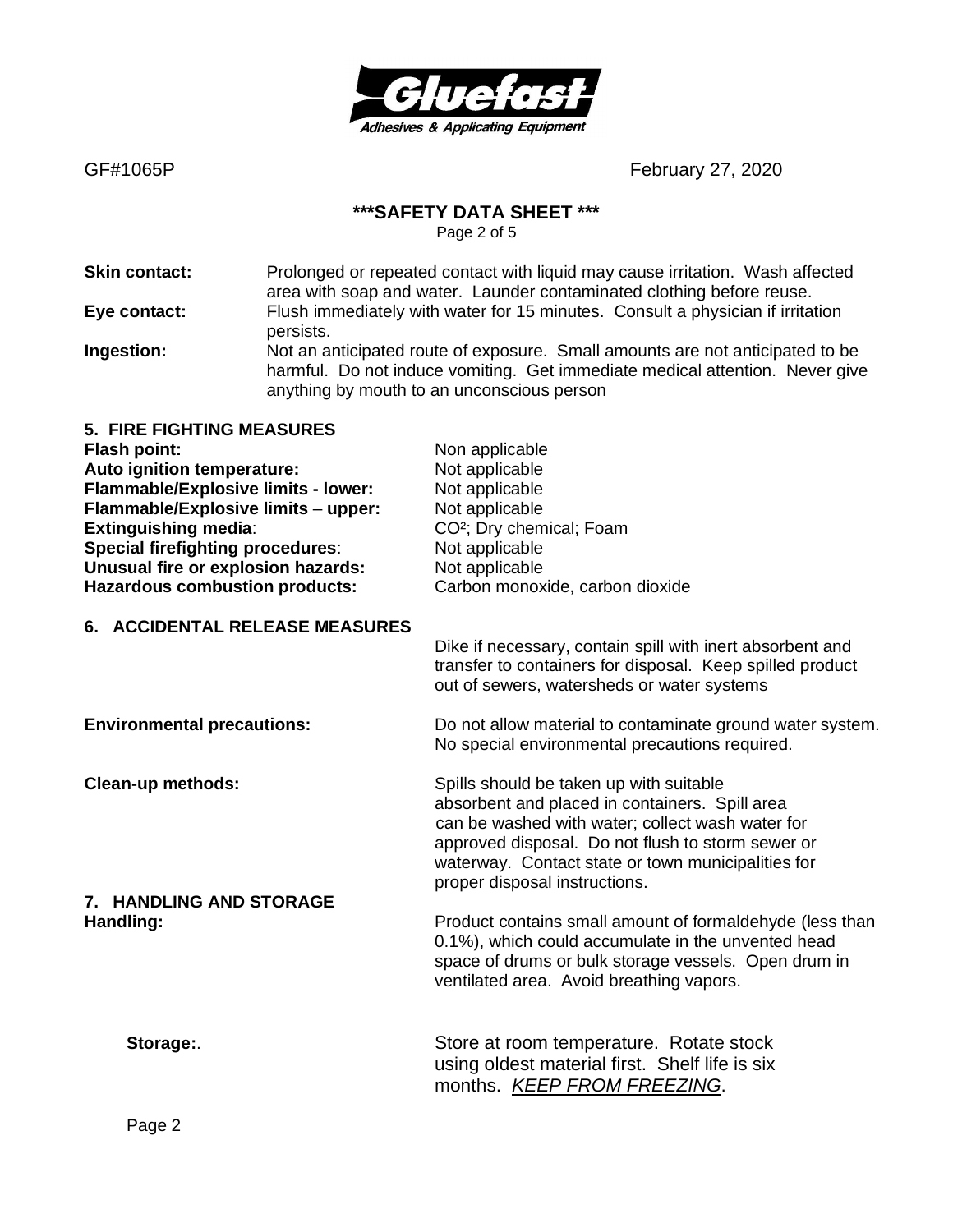GF#1065P February 27, 2020

**\*\*\*SAFETY DATA SHEET \*\*\***

**Skin contact:** Prolonged or repeated contact with liquid may cause irritation. Wash affected area with soap and water. Launder contaminated clothing before reuse.

**Eye contact:** Flush immediately with water for 15 minutes. Consult a physician if irritation persists.

**Ingestion:** Not an anticipated route of exposure. Small amounts are not anticipated to be harmful. Do not induce vomiting. Get immediate medical attention. Never give anything by mouth to an unconscious person

## 5. FIRE FIGHTING MEASURES

**Flash point:** Non applicable
**Auto ignition temperature:** Not applicable
**Flammable/Explosive limits - lower:** Not applicable
**Flammable/Explosive limits – upper:** Not applicable
**Extinguishing media**: $CO^2$; Dry chemical; Foam
**Special firefighting procedures**: Not applicable
**Unusual fire or explosion hazards:** Not applicable
**Hazardous combustion products:** Carbon monoxide, carbon dioxide

## 6. ACCIDENTAL RELEASE MEASURES

Dike if necessary, contain spill with inert absorbent and transfer to containers for disposal. Keep spilled product out of sewers, watersheds or water systems

**Environmental precautions:** Do not allow material to contaminate ground water system. No special environmental precautions required.

**Clean-up methods:** Spills should be taken up with suitable absorbent and placed in containers. Spill area can be washed with water; collect wash water for approved disposal. Do not flush to storm sewer or waterway. Contact state or town municipalities for proper disposal instructions.

## 7. HANDLING AND STORAGE

**Handling:** Product contains small amount of formaldehyde (less than 0.1%), which could accumulate in the unvented head space of drums or bulk storage vessels. Open drum in ventilated area. Avoid breathing vapors.

**Storage:**. Store at room temperature. Rotate stock using oldest material first. Shelf life is six months. *KEEP FROM FREEZING*.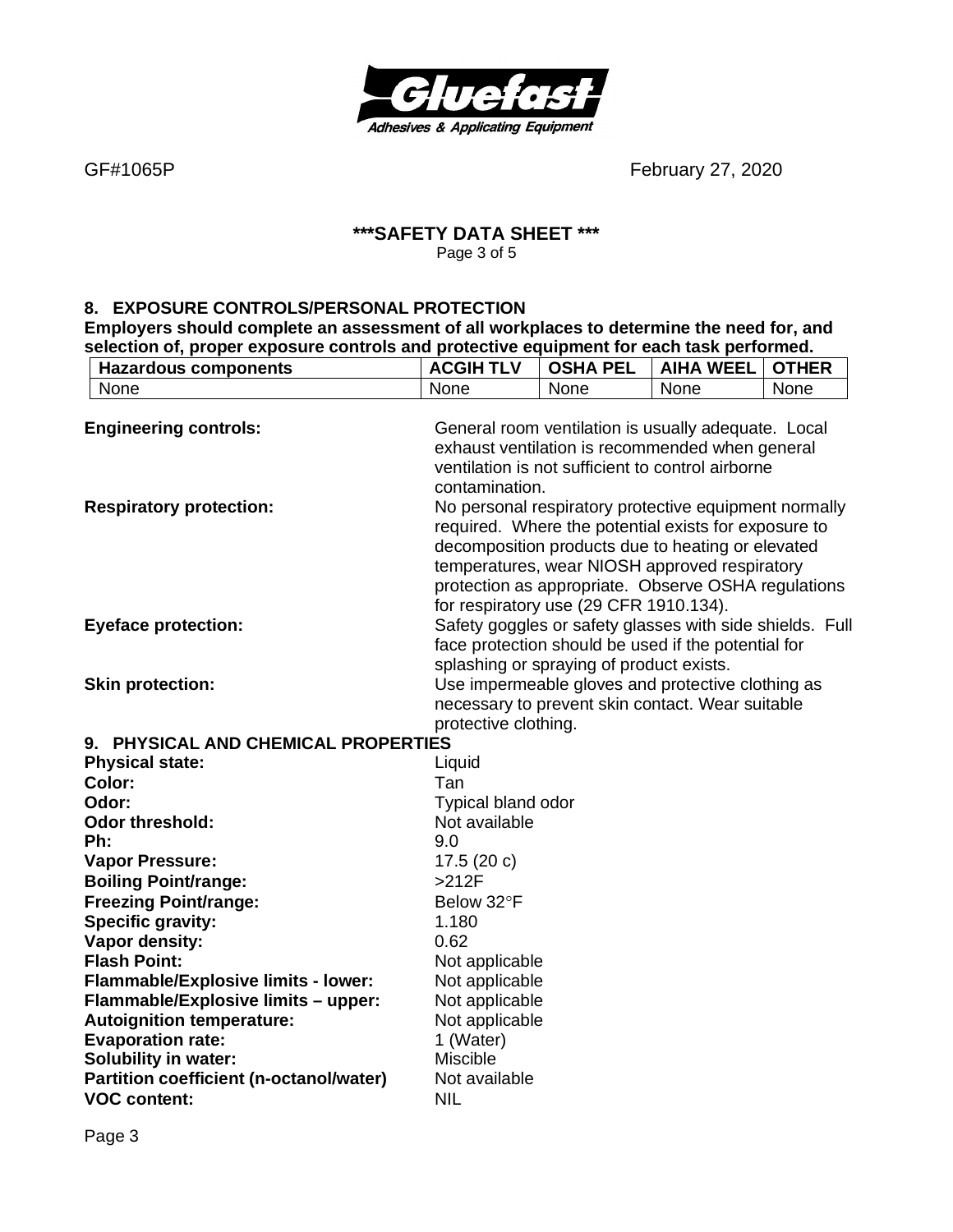GF#1065P February 27, 2020

**\*\*\*SAFETY DATA SHEET \*\*\***

## 8. EXPOSURE CONTROLS/PERSONAL PROTECTION

**Employers should complete an assessment of all workplaces to determine the need for, and selection of, proper exposure controls and protective equipment for each task performed.**

| Hazardous components | ACGIH TLV | OSHA PEL | AIHA WEEL | OTHER |
|---|---|---|---|---|
| None | None | None | None | None |

**Engineering controls:** General room ventilation is usually adequate. Local exhaust ventilation is recommended when general ventilation is not sufficient to control airborne contamination.

**Respiratory protection:** No personal respiratory protective equipment normally required. Where the potential exists for exposure to decomposition products due to heating or elevated temperatures, wear NIOSH approved respiratory protection as appropriate. Observe OSHA regulations for respiratory use (29 CFR 1910.134).

**Eyeface protection:** Safety goggles or safety glasses with side shields. Full face protection should be used if the potential for splashing or spraying of product exists.

**Skin protection:** Use impermeable gloves and protective clothing as necessary to prevent skin contact. Wear suitable protective clothing.

## 9. PHYSICAL AND CHEMICAL PROPERTIES

**Physical state:** Liquid
**Color:** Tan
**Odor:** Typical bland odor
**Odor threshold:** Not available
**Ph:** 9.0
**Vapor Pressure:** 17.5 (20 c)
**Boiling Point/range:** >212F
**Freezing Point/range:** Below 32°F
**Specific gravity:** 1.180
**Vapor density:** 0.62
**Flash Point:** Not applicable
**Flammable/Explosive limits - lower:** Not applicable
**Flammable/Explosive limits – upper:** Not applicable
**Autoignition temperature:** Not applicable
**Evaporation rate:** 1 (Water)
**Solubility in water:** Miscible
**Partition coefficient (n-octanol/water)** Not available
**VOC content:** NIL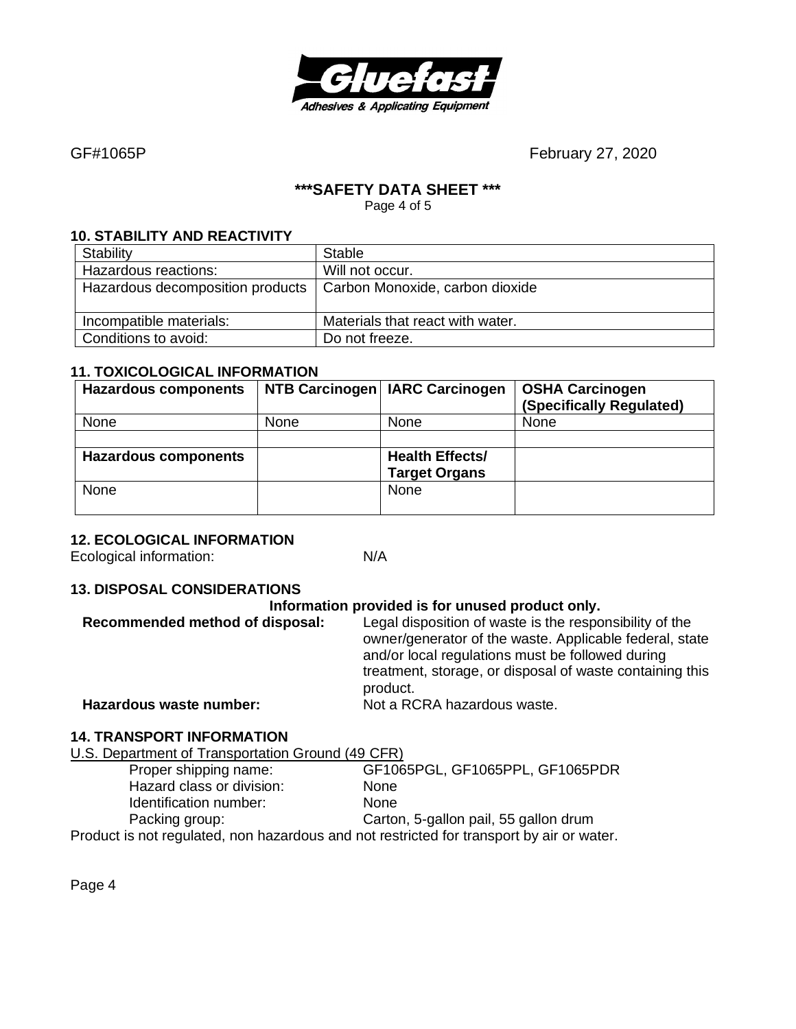GF#1065P February 27, 2020

## ***SAFETY DATA SHEET ***

### 10. STABILITY AND REACTIVITY

| Stability | Stable |
|---|---|
| Hazardous reactions: | Will not occur. |
| Hazardous decomposition products | Carbon Monoxide, carbon dioxide |
| Incompatible materials: | Materials that react with water. |
| Conditions to avoid: | Do not freeze. |

### 11. TOXICOLOGICAL INFORMATION

| Hazardous components | NTB Carcinogen | IARC Carcinogen | OSHA Carcinogen (Specifically Regulated) |
|---|---|---|---|
| None | None | None | None |
| | | | |
| **Hazardous components** | | **Health Effects/ Target Organs** | |
| None | | None | |

### 12. ECOLOGICAL INFORMATION

Ecological information: N/A

### 13. DISPOSAL CONSIDERATIONS

**Information provided is for unused product only.**

**Recommended method of disposal:** Legal disposition of waste is the responsibility of the owner/generator of the waste. Applicable federal, state and/or local regulations must be followed during treatment, storage, or disposal of waste containing this product.

**Hazardous waste number:** Not a RCRA hazardous waste.

### 14. TRANSPORT INFORMATION

U.S. Department of Transportation Ground (49 CFR)

Proper shipping name: GF1065PGL, GF1065PPL, GF1065PDR
Hazard class or division: None
Identification number: None
Packing group: Carton, 5-gallon pail, 55 gallon drum

Product is not regulated, non hazardous and not restricted for transport by air or water.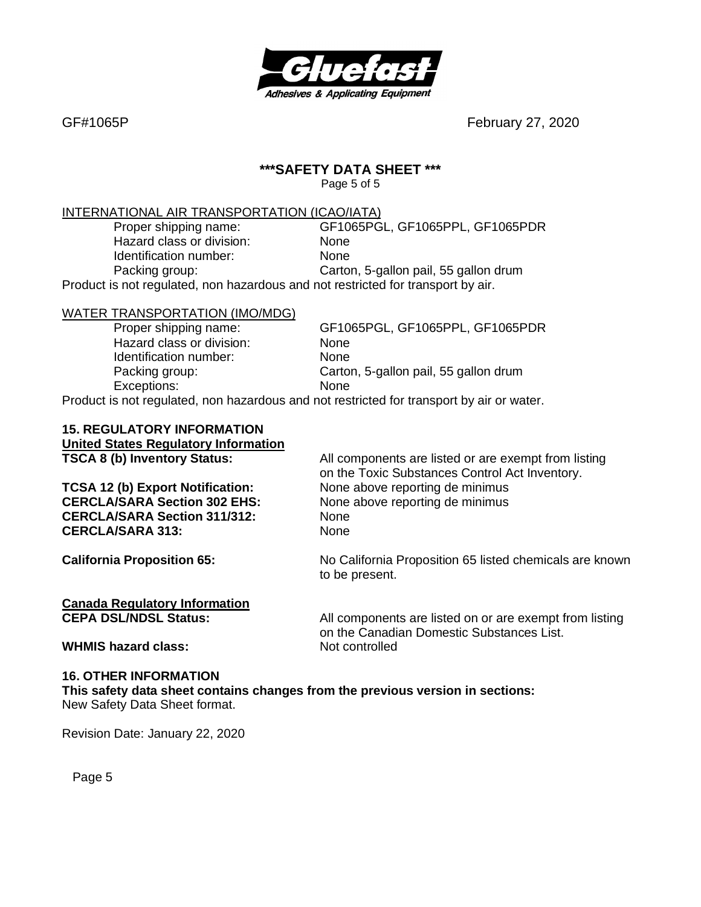INTERNATIONAL AIR TRANSPORTATION (ICAO/IATA)

| | |
|---|---|
| Proper shipping name: | GF1065PGL, GF1065PPL, GF1065PDR |
| Hazard class or division: | None |
| Identification number: | None |
| Packing group: | Carton, 5-gallon pail, 55 gallon drum |

Product is not regulated, non hazardous and not restricted for transport by air.

WATER TRANSPORTATION (IMO/MDG)

| | |
|---|---|
| Proper shipping name: | GF1065PGL, GF1065PPL, GF1065PDR |
| Hazard class or division: | None |
| Identification number: | None |
| Packing group: | Carton, 5-gallon pail, 55 gallon drum |
| Exceptions: | None |

Product is not regulated, non hazardous and not restricted for transport by air or water.

## 15. REGULATORY INFORMATION

**United States Regulatory Information**

**TSCA 8 (b) Inventory Status:** All components are listed or are exempt from listing on the Toxic Substances Control Act Inventory.

**TCSA 12 (b) Export Notification:** None above reporting de minimus

**CERCLA/SARA Section 302 EHS:** None above reporting de minimus

**CERCLA/SARA Section 311/312:** None

**CERCLA/SARA 313:** None

**California Proposition 65:** No California Proposition 65 listed chemicals are known to be present.

**Canada Regulatory Information**

**CEPA DSL/NDSL Status:** All components are listed on or are exempt from listing on the Canadian Domestic Substances List.

**WHMIS hazard class:** Not controlled

## 16. OTHER INFORMATION

**This safety data sheet contains changes from the previous version in sections:**
New Safety Data Sheet format.

Revision Date: January 22, 2020